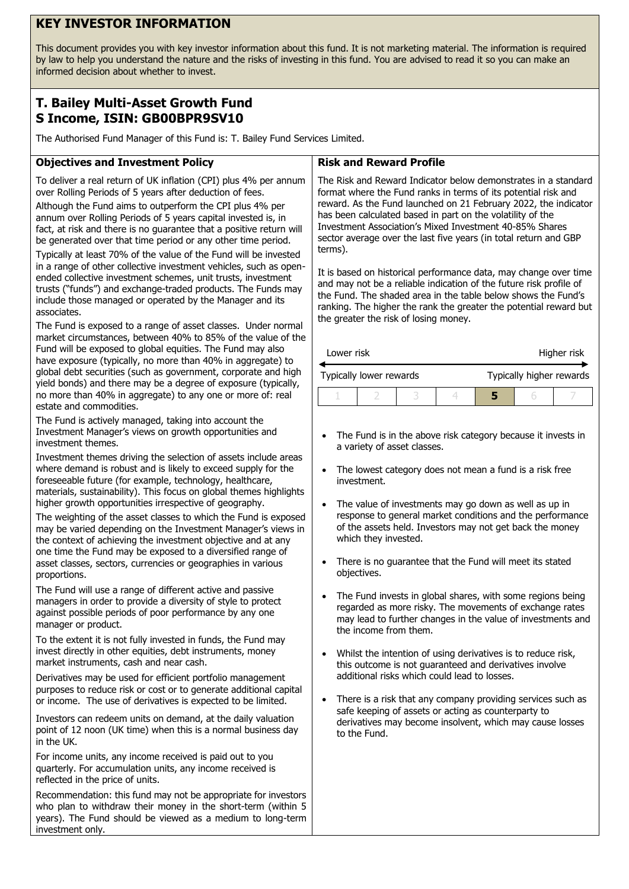# KEY INVESTOR INFORMATION

This document provides you with key investor information about this fund. It is not marketing material. The information is required by law to help you understand the nature and the risks of investing in this fund. You are advised to read it so you can make an informed decision about whether to invest.

## T. Bailey Multi-Asset Growth Fund
## S Income, ISIN: GB00BPR9SV10

The Authorised Fund Manager of this Fund is: T. Bailey Fund Services Limited.

### Objectives and Investment Policy

To deliver a real return of UK inflation (CPI) plus 4% per annum over Rolling Periods of 5 years after deduction of fees.

Although the Fund aims to outperform the CPI plus 4% per annum over Rolling Periods of 5 years capital invested is, in fact, at risk and there is no guarantee that a positive return will be generated over that time period or any other time period.

Typically at least 70% of the value of the Fund will be invested in a range of other collective investment vehicles, such as open-ended collective investment schemes, unit trusts, investment trusts ("funds") and exchange-traded products. The Funds may include those managed or operated by the Manager and its associates.

The Fund is exposed to a range of asset classes. Under normal market circumstances, between 40% to 85% of the value of the Fund will be exposed to global equities. The Fund may also have exposure (typically, no more than 40% in aggregate) to global debt securities (such as government, corporate and high yield bonds) and there may be a degree of exposure (typically, no more than 40% in aggregate) to any one or more of: real estate and commodities.

The Fund is actively managed, taking into account the Investment Manager's views on growth opportunities and investment themes.

Investment themes driving the selection of assets include areas where demand is robust and is likely to exceed supply for the foreseeable future (for example, technology, healthcare, materials, sustainability). This focus on global themes highlights higher growth opportunities irrespective of geography.

The weighting of the asset classes to which the Fund is exposed may be varied depending on the Investment Manager's views in the context of achieving the investment objective and at any one time the Fund may be exposed to a diversified range of asset classes, sectors, currencies or geographies in various proportions.

The Fund will use a range of different active and passive managers in order to provide a diversity of style to protect against possible periods of poor performance by any one manager or product.

To the extent it is not fully invested in funds, the Fund may invest directly in other equities, debt instruments, money market instruments, cash and near cash.

Derivatives may be used for efficient portfolio management purposes to reduce risk or cost or to generate additional capital or income. The use of derivatives is expected to be limited.

Investors can redeem units on demand, at the daily valuation point of 12 noon (UK time) when this is a normal business day in the UK.

For income units, any income received is paid out to you quarterly. For accumulation units, any income received is reflected in the price of units.

Recommendation: this fund may not be appropriate for investors who plan to withdraw their money in the short-term (within 5 years). The Fund should be viewed as a medium to long-term investment only.

### Risk and Reward Profile

The Risk and Reward Indicator below demonstrates in a standard format where the Fund ranks in terms of its potential risk and reward. As the Fund launched on 21 February 2022, the indicator has been calculated based in part on the volatility of the Investment Association's Mixed Investment 40-85% Shares sector average over the last five years (in total return and GBP terms).

It is based on historical performance data, may change over time and may not be a reliable indication of the future risk profile of the Fund. The shaded area in the table below shows the Fund's ranking. The higher the rank the greater the potential reward but the greater the risk of losing money.

Lower risk — Higher risk

Typically lower rewards — Typically higher rewards

| 1 | 2 | 3 | 4 | **5** | 6 | 7 |
|---|---|---|---|---|---|---|

- The Fund is in the above risk category because it invests in a variety of asset classes.
- The lowest category does not mean a fund is a risk free investment.
- The value of investments may go down as well as up in response to general market conditions and the performance of the assets held. Investors may not get back the money which they invested.
- There is no guarantee that the Fund will meet its stated objectives.
- The Fund invests in global shares, with some regions being regarded as more risky. The movements of exchange rates may lead to further changes in the value of investments and the income from them.
- Whilst the intention of using derivatives is to reduce risk, this outcome is not guaranteed and derivatives involve additional risks which could lead to losses.
- There is a risk that any company providing services such as safe keeping of assets or acting as counterparty to derivatives may become insolvent, which may cause losses to the Fund.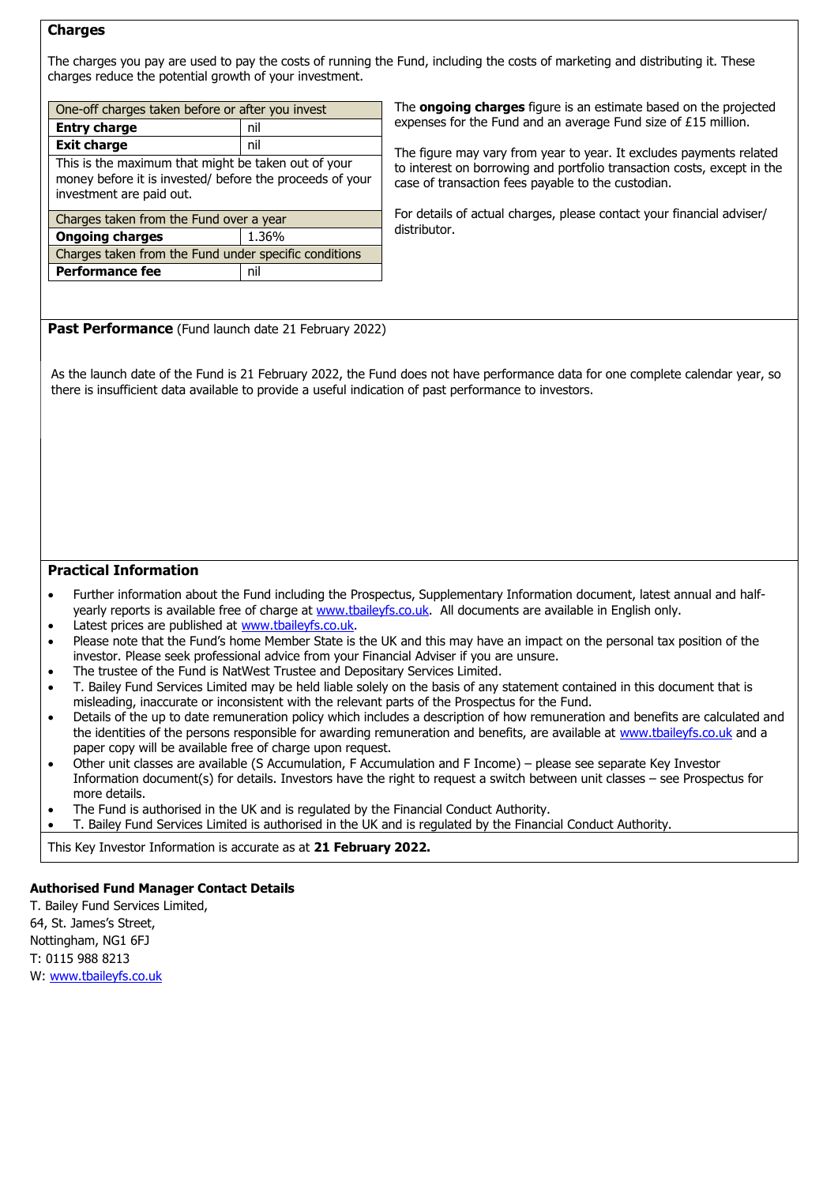## Charges

The charges you pay are used to pay the costs of running the Fund, including the costs of marketing and distributing it. These charges reduce the potential growth of your investment.

| One-off charges taken before or after you invest | |
|---|---|
| **Entry charge** | nil |
| **Exit charge** | nil |
| This is the maximum that might be taken out of your money before it is invested/ before the proceeds of your investment are paid out. | |
| Charges taken from the Fund over a year | |
| **Ongoing charges** | 1.36% |
| Charges taken from the Fund under specific conditions | |
| **Performance fee** | nil |

The **ongoing charges** figure is an estimate based on the projected expenses for the Fund and an average Fund size of £15 million.

The figure may vary from year to year. It excludes payments related to interest on borrowing and portfolio transaction costs, except in the case of transaction fees payable to the custodian.

For details of actual charges, please contact your financial adviser/ distributor.

## Past Performance (Fund launch date 21 February 2022)

As the launch date of the Fund is 21 February 2022, the Fund does not have performance data for one complete calendar year, so there is insufficient data available to provide a useful indication of past performance to investors.

## Practical Information

- Further information about the Fund including the Prospectus, Supplementary Information document, latest annual and half-yearly reports is available free of charge at www.tbaileyfs.co.uk. All documents are available in English only.
- Latest prices are published at www.tbaileyfs.co.uk.
- Please note that the Fund's home Member State is the UK and this may have an impact on the personal tax position of the investor. Please seek professional advice from your Financial Adviser if you are unsure.
- The trustee of the Fund is NatWest Trustee and Depositary Services Limited.
- T. Bailey Fund Services Limited may be held liable solely on the basis of any statement contained in this document that is misleading, inaccurate or inconsistent with the relevant parts of the Prospectus for the Fund.
- Details of the up to date remuneration policy which includes a description of how remuneration and benefits are calculated and the identities of the persons responsible for awarding remuneration and benefits, are available at www.tbaileyfs.co.uk and a paper copy will be available free of charge upon request.
- Other unit classes are available (S Accumulation, F Accumulation and F Income) – please see separate Key Investor Information document(s) for details. Investors have the right to request a switch between unit classes – see Prospectus for more details.
- The Fund is authorised in the UK and is regulated by the Financial Conduct Authority.
- T. Bailey Fund Services Limited is authorised in the UK and is regulated by the Financial Conduct Authority.

This Key Investor Information is accurate as at **21 February 2022.**

**Authorised Fund Manager Contact Details**

T. Bailey Fund Services Limited,
64, St. James's Street,
Nottingham, NG1 6FJ
T: 0115 988 8213
W: www.tbaileyfs.co.uk